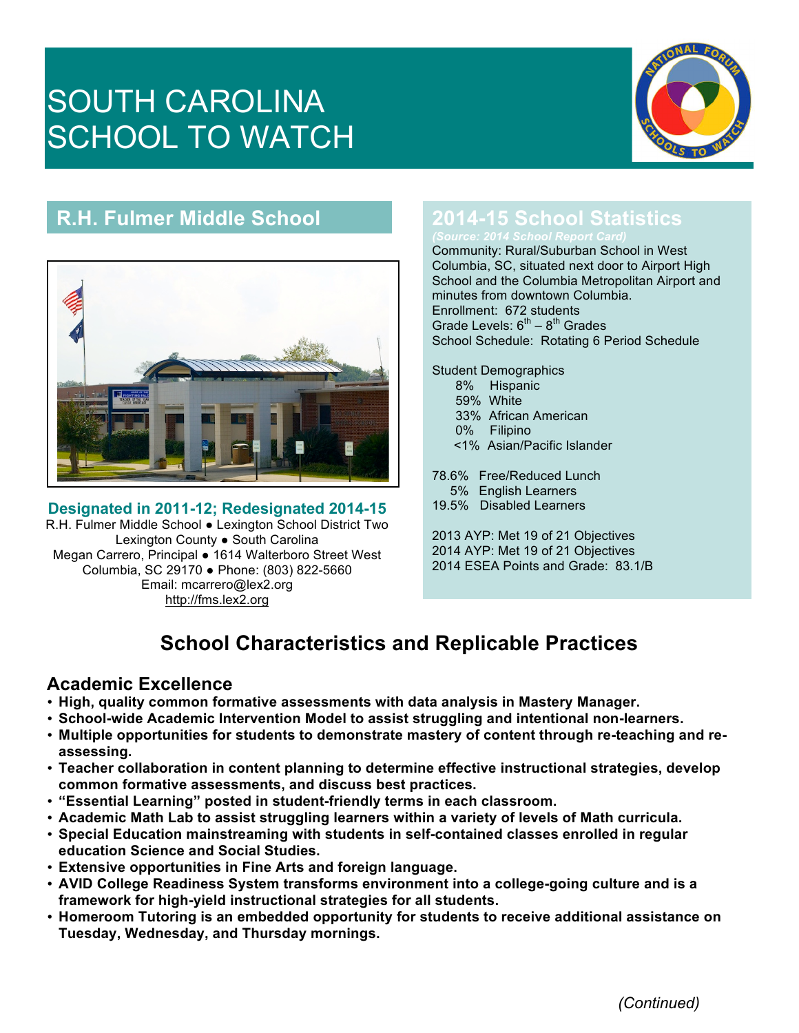# SOUTH CAROLINA SCHOOL TO WATCH

## R.H. Fulmer Middle School

**Designated in 2011-12; Redesignated 2014-15**

R.H. Fulmer Middle School ● Lexington School District Two
Lexington County ● South Carolina
Megan Carrero, Principal ● 1614 Walterboro Street West
Columbia, SC 29170 ● Phone: (803) 822-5660
Email: mcarrero@lex2.org
http://fms.lex2.org

## 2014-15 School Statistics

*(Source: 2014 School Report Card)*

Community: Rural/Suburban School in West Columbia, SC, situated next door to Airport High School and the Columbia Metropolitan Airport and minutes from downtown Columbia.
Enrollment: 672 students
Grade Levels: 6th – 8th Grades
School Schedule: Rotating 6 Period Schedule

Student Demographics
- 8% Hispanic
- 59% White
- 33% African American
- 0% Filipino
- <1% Asian/Pacific Islander

78.6% Free/Reduced Lunch
5% English Learners
19.5% Disabled Learners

2013 AYP: Met 19 of 21 Objectives
2014 AYP: Met 19 of 21 Objectives
2014 ESEA Points and Grade: 83.1/B

## School Characteristics and Replicable Practices

### Academic Excellence

- **High, quality common formative assessments with data analysis in Mastery Manager.**
- **School-wide Academic Intervention Model to assist struggling and intentional non-learners.**
- **Multiple opportunities for students to demonstrate mastery of content through re-teaching and re-assessing.**
- **Teacher collaboration in content planning to determine effective instructional strategies, develop common formative assessments, and discuss best practices.**
- **"Essential Learning" posted in student-friendly terms in each classroom.**
- **Academic Math Lab to assist struggling learners within a variety of levels of Math curricula.**
- **Special Education mainstreaming with students in self-contained classes enrolled in regular education Science and Social Studies.**
- **Extensive opportunities in Fine Arts and foreign language.**
- **AVID College Readiness System transforms environment into a college-going culture and is a framework for high-yield instructional strategies for all students.**
- **Homeroom Tutoring is an embedded opportunity for students to receive additional assistance on Tuesday, Wednesday, and Thursday mornings.**

*(Continued)*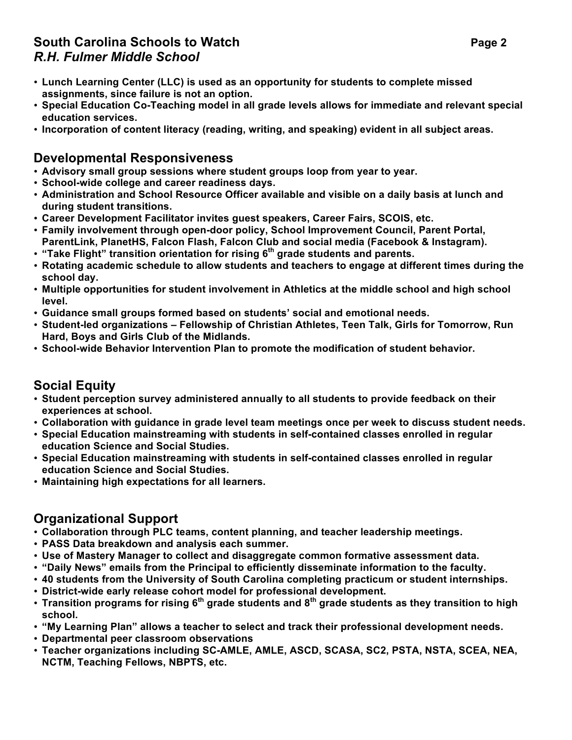- **Lunch Learning Center (LLC) is used as an opportunity for students to complete missed assignments, since failure is not an option.**
- **Special Education Co-Teaching model in all grade levels allows for immediate and relevant special education services.**
- **Incorporation of content literacy (reading, writing, and speaking) evident in all subject areas.**

## Developmental Responsiveness

- **Advisory small group sessions where student groups loop from year to year.**
- **School-wide college and career readiness days.**
- **Administration and School Resource Officer available and visible on a daily basis at lunch and during student transitions.**
- **Career Development Facilitator invites guest speakers, Career Fairs, SCOIS, etc.**
- **Family involvement through open-door policy, School Improvement Council, Parent Portal, ParentLink, PlanetHS, Falcon Flash, Falcon Club and social media (Facebook & Instagram).**
- **"Take Flight" transition orientation for rising 6th grade students and parents.**
- **Rotating academic schedule to allow students and teachers to engage at different times during the school day.**
- **Multiple opportunities for student involvement in Athletics at the middle school and high school level.**
- **Guidance small groups formed based on students' social and emotional needs.**
- **Student-led organizations – Fellowship of Christian Athletes, Teen Talk, Girls for Tomorrow, Run Hard, Boys and Girls Club of the Midlands.**
- **School-wide Behavior Intervention Plan to promote the modification of student behavior.**

## Social Equity

- **Student perception survey administered annually to all students to provide feedback on their experiences at school.**
- **Collaboration with guidance in grade level team meetings once per week to discuss student needs.**
- **Special Education mainstreaming with students in self-contained classes enrolled in regular education Science and Social Studies.**
- **Special Education mainstreaming with students in self-contained classes enrolled in regular education Science and Social Studies.**
- **Maintaining high expectations for all learners.**

## Organizational Support

- **Collaboration through PLC teams, content planning, and teacher leadership meetings.**
- **PASS Data breakdown and analysis each summer.**
- **Use of Mastery Manager to collect and disaggregate common formative assessment data.**
- **"Daily News" emails from the Principal to efficiently disseminate information to the faculty.**
- **40 students from the University of South Carolina completing practicum or student internships.**
- **District-wide early release cohort model for professional development.**
- **Transition programs for rising 6th grade students and 8th grade students as they transition to high school.**
- **"My Learning Plan" allows a teacher to select and track their professional development needs.**
- **Departmental peer classroom observations**
- **Teacher organizations including SC-AMLE, AMLE, ASCD, SCASA, SC2, PSTA, NSTA, SCEA, NEA, NCTM, Teaching Fellows, NBPTS, etc.**